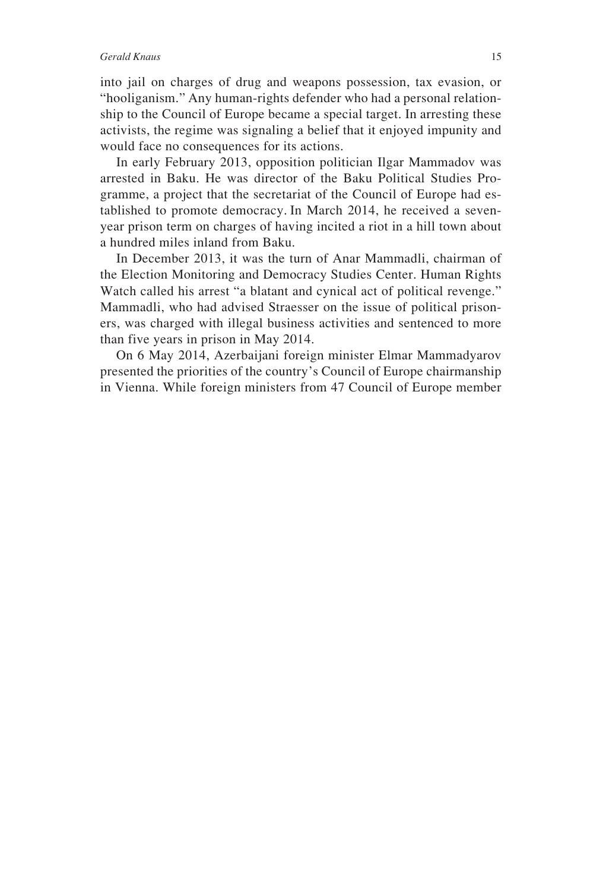into jail on charges of drug and weapons possession, tax evasion, or "hooliganism." Any human-rights defender who had a personal relationship to the Council of Europe became a special target. In arresting these activists, the regime was signaling a belief that it enjoyed impunity and would face no consequences for its actions.

In early February 2013, opposition politician Ilgar Mammadov was arrested in Baku. He was director of the Baku Political Studies Programme, a project that the secretariat of the Council of Europe had established to promote democracy. In March 2014, he received a seven-year prison term on charges of having incited a riot in a hill town about a hundred miles inland from Baku.

In December 2013, it was the turn of Anar Mammadli, chairman of the Election Monitoring and Democracy Studies Center. Human Rights Watch called his arrest "a blatant and cynical act of political revenge." Mammadli, who had advised Straesser on the issue of political prisoners, was charged with illegal business activities and sentenced to more than five years in prison in May 2014.

On 6 May 2014, Azerbaijani foreign minister Elmar Mammadyarov presented the priorities of the country's Council of Europe chairmanship in Vienna. While foreign ministers from 47 Council of Europe member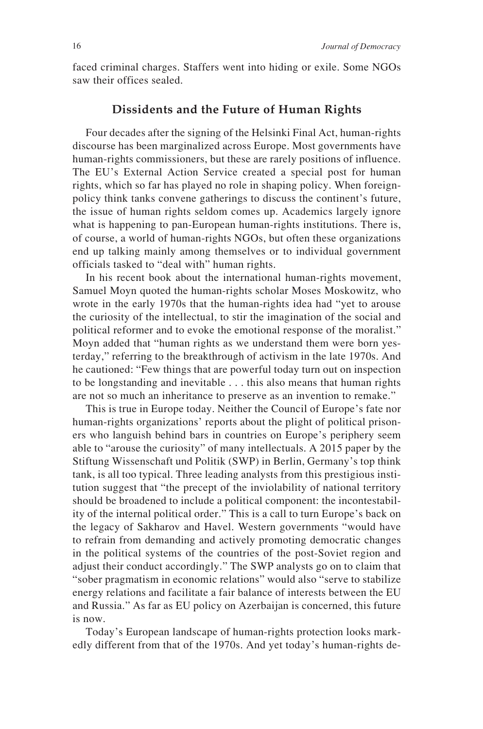faced criminal charges. Staffers went into hiding or exile. Some NGOs saw their offices sealed.

## Dissidents and the Future of Human Rights

Four decades after the signing of the Helsinki Final Act, human-rights discourse has been marginalized across Europe. Most governments have human-rights commissioners, but these are rarely positions of influence. The EU's External Action Service created a special post for human rights, which so far has played no role in shaping policy. When foreign-policy think tanks convene gatherings to discuss the continent's future, the issue of human rights seldom comes up. Academics largely ignore what is happening to pan-European human-rights institutions. There is, of course, a world of human-rights NGOs, but often these organizations end up talking mainly among themselves or to individual government officials tasked to "deal with" human rights.

In his recent book about the international human-rights movement, Samuel Moyn quoted the human-rights scholar Moses Moskowitz, who wrote in the early 1970s that the human-rights idea had "yet to arouse the curiosity of the intellectual, to stir the imagination of the social and political reformer and to evoke the emotional response of the moralist." Moyn added that "human rights as we understand them were born yesterday," referring to the breakthrough of activism in the late 1970s. And he cautioned: "Few things that are powerful today turn out on inspection to be longstanding and inevitable . . . this also means that human rights are not so much an inheritance to preserve as an invention to remake."

This is true in Europe today. Neither the Council of Europe's fate nor human-rights organizations' reports about the plight of political prisoners who languish behind bars in countries on Europe's periphery seem able to "arouse the curiosity" of many intellectuals. A 2015 paper by the Stiftung Wissenschaft und Politik (SWP) in Berlin, Germany's top think tank, is all too typical. Three leading analysts from this prestigious institution suggest that "the precept of the inviolability of national territory should be broadened to include a political component: the incontestability of the internal political order." This is a call to turn Europe's back on the legacy of Sakharov and Havel. Western governments "would have to refrain from demanding and actively promoting democratic changes in the political systems of the countries of the post-Soviet region and adjust their conduct accordingly." The SWP analysts go on to claim that "sober pragmatism in economic relations" would also "serve to stabilize energy relations and facilitate a fair balance of interests between the EU and Russia." As far as EU policy on Azerbaijan is concerned, this future is now.

Today's European landscape of human-rights protection looks markedly different from that of the 1970s. And yet today's human-rights de-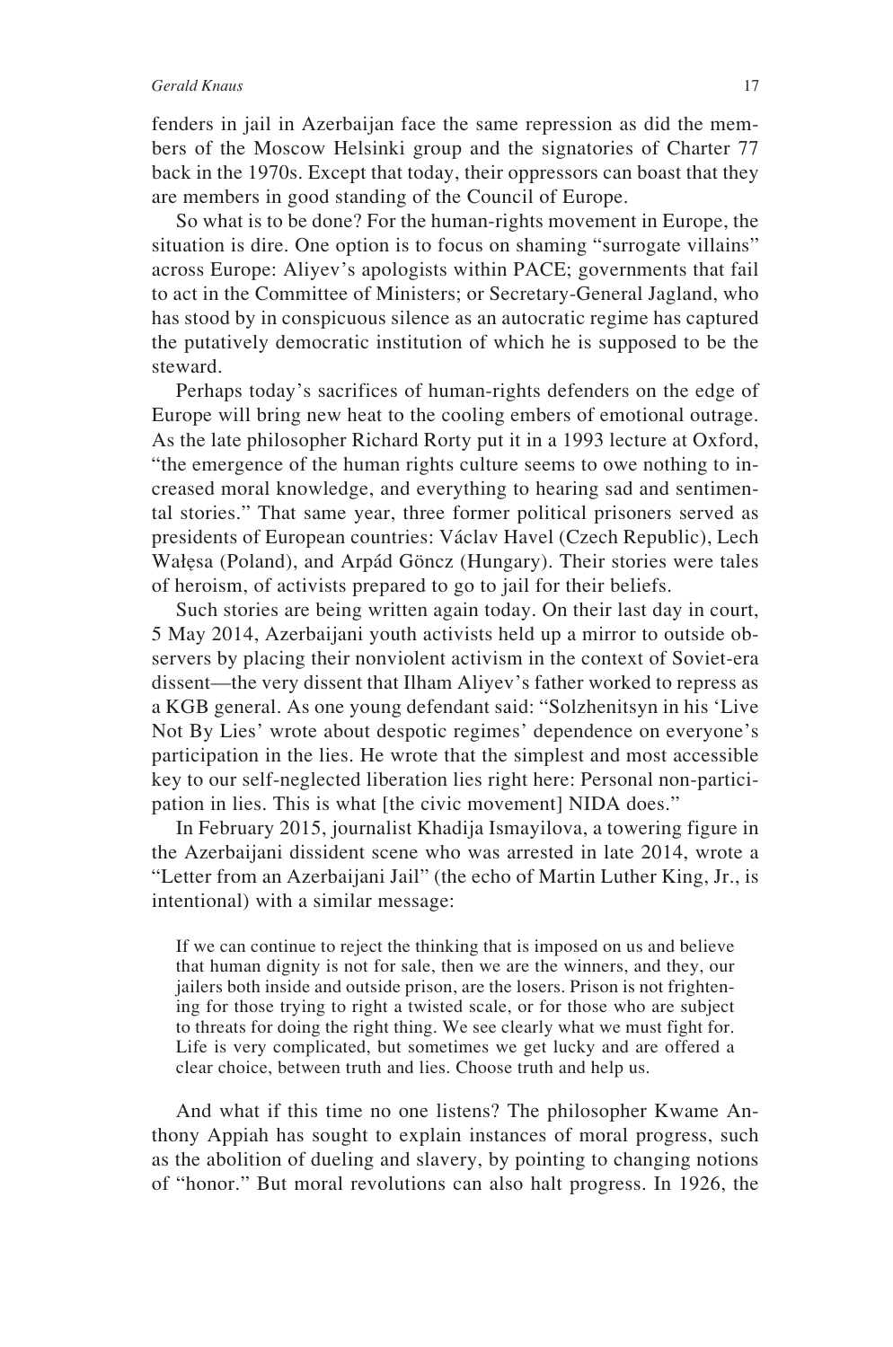fenders in jail in Azerbaijan face the same repression as did the members of the Moscow Helsinki group and the signatories of Charter 77 back in the 1970s. Except that today, their oppressors can boast that they are members in good standing of the Council of Europe.

So what is to be done? For the human-rights movement in Europe, the situation is dire. One option is to focus on shaming "surrogate villains" across Europe: Aliyev's apologists within PACE; governments that fail to act in the Committee of Ministers; or Secretary-General Jagland, who has stood by in conspicuous silence as an autocratic regime has captured the putatively democratic institution of which he is supposed to be the steward.

Perhaps today's sacrifices of human-rights defenders on the edge of Europe will bring new heat to the cooling embers of emotional outrage. As the late philosopher Richard Rorty put it in a 1993 lecture at Oxford, "the emergence of the human rights culture seems to owe nothing to increased moral knowledge, and everything to hearing sad and sentimental stories." That same year, three former political prisoners served as presidents of European countries: Václav Havel (Czech Republic), Lech Wałęsa (Poland), and Arpád Göncz (Hungary). Their stories were tales of heroism, of activists prepared to go to jail for their beliefs.

Such stories are being written again today. On their last day in court, 5 May 2014, Azerbaijani youth activists held up a mirror to outside observers by placing their nonviolent activism in the context of Soviet-era dissent—the very dissent that Ilham Aliyev's father worked to repress as a KGB general. As one young defendant said: "Solzhenitsyn in his 'Live Not By Lies' wrote about despotic regimes' dependence on everyone's participation in the lies. He wrote that the simplest and most accessible key to our self-neglected liberation lies right here: Personal non-participation in lies. This is what [the civic movement] NIDA does."

In February 2015, journalist Khadija Ismayilova, a towering figure in the Azerbaijani dissident scene who was arrested in late 2014, wrote a "Letter from an Azerbaijani Jail" (the echo of Martin Luther King, Jr., is intentional) with a similar message:

> If we can continue to reject the thinking that is imposed on us and believe that human dignity is not for sale, then we are the winners, and they, our jailers both inside and outside prison, are the losers. Prison is not frightening for those trying to right a twisted scale, or for those who are subject to threats for doing the right thing. We see clearly what we must fight for. Life is very complicated, but sometimes we get lucky and are offered a clear choice, between truth and lies. Choose truth and help us.

And what if this time no one listens? The philosopher Kwame Anthony Appiah has sought to explain instances of moral progress, such as the abolition of dueling and slavery, by pointing to changing notions of "honor." But moral revolutions can also halt progress. In 1926, the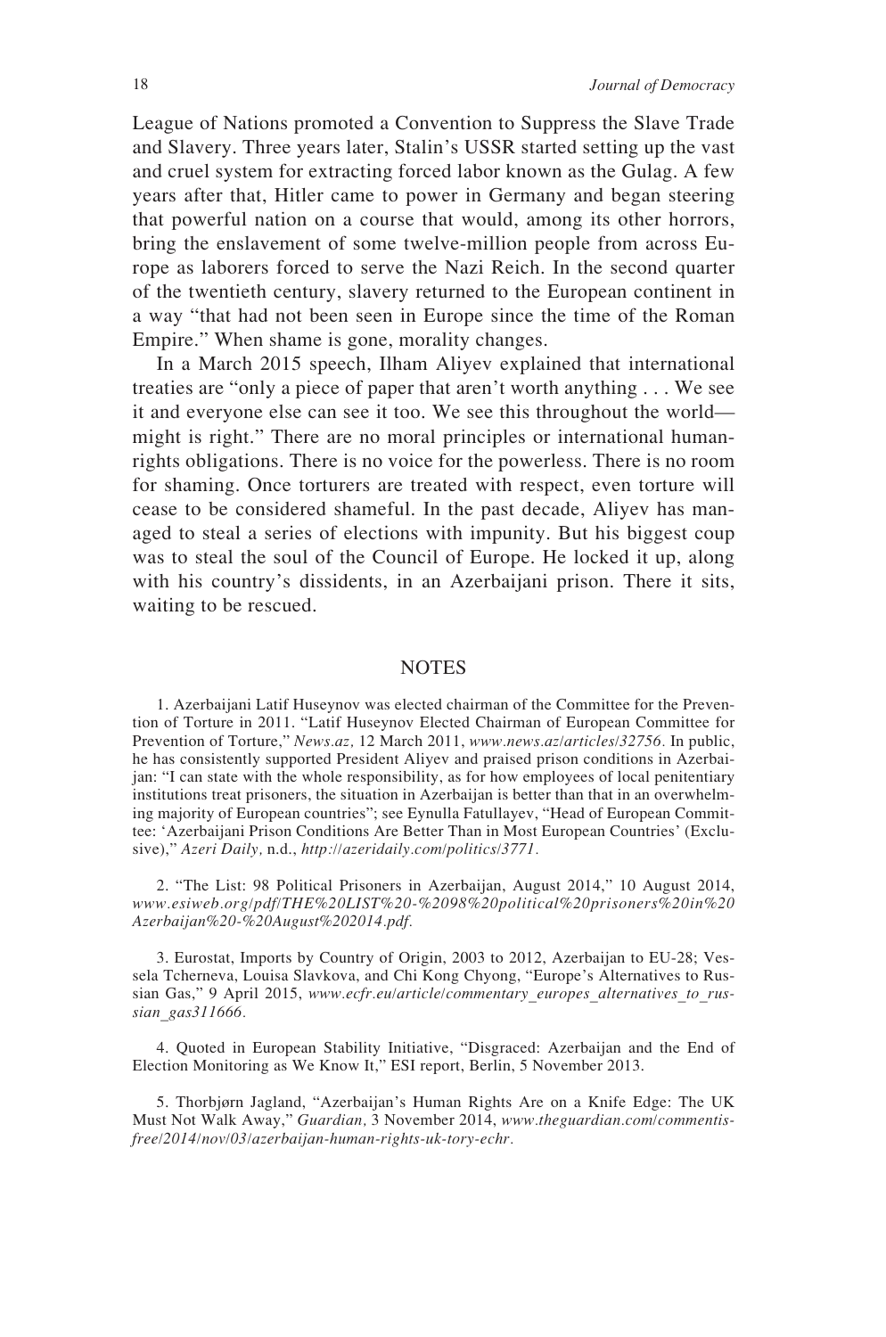League of Nations promoted a Convention to Suppress the Slave Trade and Slavery. Three years later, Stalin's USSR started setting up the vast and cruel system for extracting forced labor known as the Gulag. A few years after that, Hitler came to power in Germany and began steering that powerful nation on a course that would, among its other horrors, bring the enslavement of some twelve-million people from across Europe as laborers forced to serve the Nazi Reich. In the second quarter of the twentieth century, slavery returned to the European continent in a way "that had not been seen in Europe since the time of the Roman Empire." When shame is gone, morality changes.

In a March 2015 speech, Ilham Aliyev explained that international treaties are "only a piece of paper that aren't worth anything . . . We see it and everyone else can see it too. We see this throughout the world—might is right." There are no moral principles or international human-rights obligations. There is no voice for the powerless. There is no room for shaming. Once torturers are treated with respect, even torture will cease to be considered shameful. In the past decade, Aliyev has managed to steal a series of elections with impunity. But his biggest coup was to steal the soul of the Council of Europe. He locked it up, along with his country's dissidents, in an Azerbaijani prison. There it sits, waiting to be rescued.

## NOTES

1. Azerbaijani Latif Huseynov was elected chairman of the Committee for the Prevention of Torture in 2011. "Latif Huseynov Elected Chairman of European Committee for Prevention of Torture," *News.az,* 12 March 2011, *www.news.az/articles/32756.* In public, he has consistently supported President Aliyev and praised prison conditions in Azerbaijan: "I can state with the whole responsibility, as for how employees of local penitentiary institutions treat prisoners, the situation in Azerbaijan is better than that in an overwhelming majority of European countries"; see Eynulla Fatullayev, "Head of European Committee: 'Azerbaijani Prison Conditions Are Better Than in Most European Countries' (Exclusive)," *Azeri Daily,* n.d., *http://azeridaily.com/politics/3771.*

2. "The List: 98 Political Prisoners in Azerbaijan, August 2014," 10 August 2014, *www.esiweb.org/pdf/THE%20LIST%20-%2098%20political%20prisoners%20in%20Azerbaijan%20-%20August%202014.pdf.*

3. Eurostat, Imports by Country of Origin, 2003 to 2012, Azerbaijan to EU-28; Vessela Tcherneva, Louisa Slavkova, and Chi Kong Chyong, "Europe's Alternatives to Russian Gas," 9 April 2015, *www.ecfr.eu/article/commentary_europes_alternatives_to_russian_gas311666.*

4. Quoted in European Stability Initiative, "Disgraced: Azerbaijan and the End of Election Monitoring as We Know It," ESI report, Berlin, 5 November 2013.

5. Thorbjørn Jagland, "Azerbaijan's Human Rights Are on a Knife Edge: The UK Must Not Walk Away," *Guardian,* 3 November 2014, *www.theguardian.com/commentisfree/2014/nov/03/azerbaijan-human-rights-uk-tory-echr.*